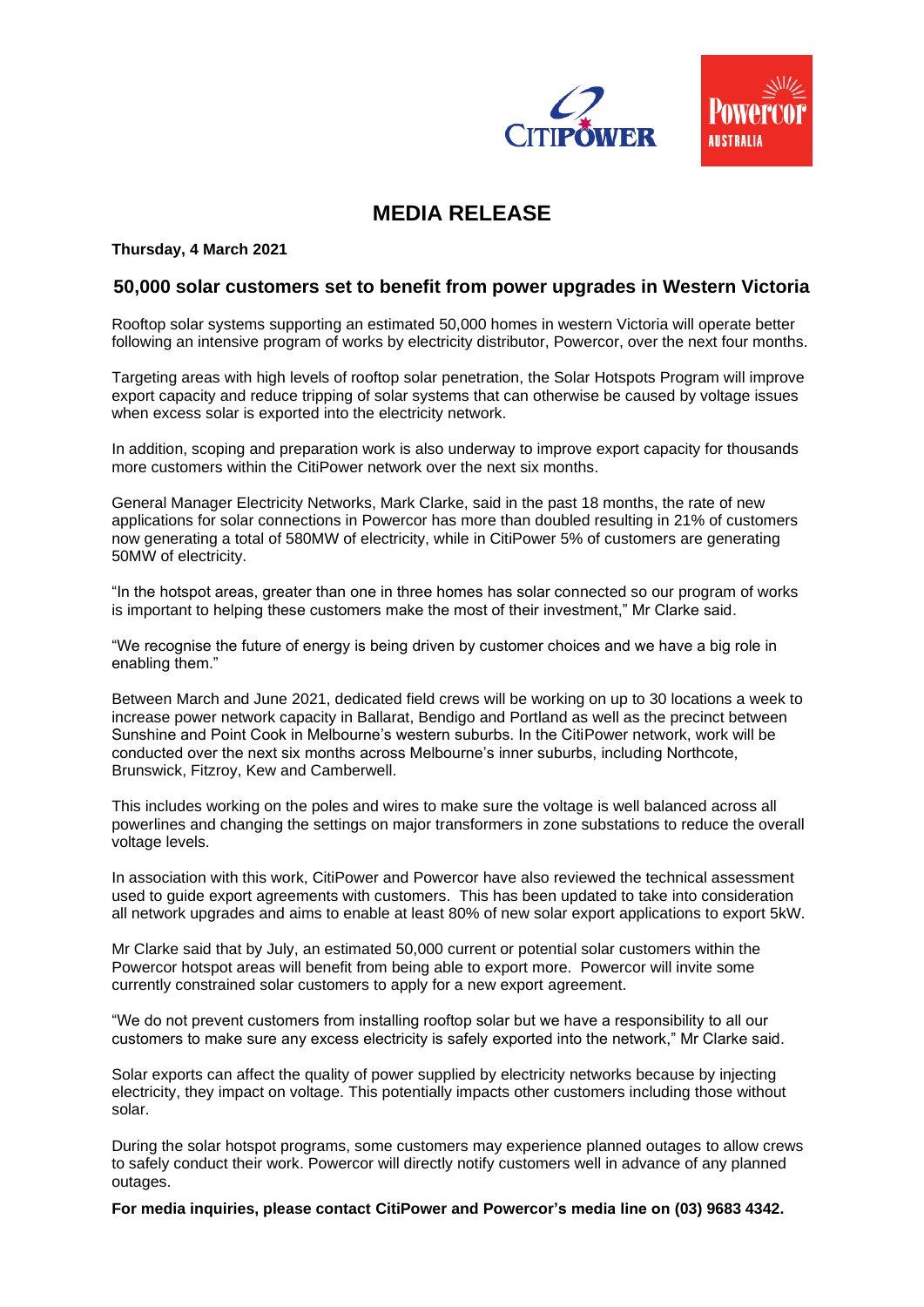# MEDIA RELEASE

**Thursday, 4 March 2021**

## 50,000 solar customers set to benefit from power upgrades in Western Victoria

Rooftop solar systems supporting an estimated 50,000 homes in western Victoria will operate better following an intensive program of works by electricity distributor, Powercor, over the next four months.

Targeting areas with high levels of rooftop solar penetration, the Solar Hotspots Program will improve export capacity and reduce tripping of solar systems that can otherwise be caused by voltage issues when excess solar is exported into the electricity network.

In addition, scoping and preparation work is also underway to improve export capacity for thousands more customers within the CitiPower network over the next six months.

General Manager Electricity Networks, Mark Clarke, said in the past 18 months, the rate of new applications for solar connections in Powercor has more than doubled resulting in 21% of customers now generating a total of 580MW of electricity, while in CitiPower 5% of customers are generating 50MW of electricity.

"In the hotspot areas, greater than one in three homes has solar connected so our program of works is important to helping these customers make the most of their investment," Mr Clarke said.

"We recognise the future of energy is being driven by customer choices and we have a big role in enabling them."

Between March and June 2021, dedicated field crews will be working on up to 30 locations a week to increase power network capacity in Ballarat, Bendigo and Portland as well as the precinct between Sunshine and Point Cook in Melbourne's western suburbs. In the CitiPower network, work will be conducted over the next six months across Melbourne's inner suburbs, including Northcote, Brunswick, Fitzroy, Kew and Camberwell.

This includes working on the poles and wires to make sure the voltage is well balanced across all powerlines and changing the settings on major transformers in zone substations to reduce the overall voltage levels.

In association with this work, CitiPower and Powercor have also reviewed the technical assessment used to guide export agreements with customers. This has been updated to take into consideration all network upgrades and aims to enable at least 80% of new solar export applications to export 5kW.

Mr Clarke said that by July, an estimated 50,000 current or potential solar customers within the Powercor hotspot areas will benefit from being able to export more. Powercor will invite some currently constrained solar customers to apply for a new export agreement.

"We do not prevent customers from installing rooftop solar but we have a responsibility to all our customers to make sure any excess electricity is safely exported into the network," Mr Clarke said.

Solar exports can affect the quality of power supplied by electricity networks because by injecting electricity, they impact on voltage. This potentially impacts other customers including those without solar.

During the solar hotspot programs, some customers may experience planned outages to allow crews to safely conduct their work. Powercor will directly notify customers well in advance of any planned outages.

**For media inquiries, please contact CitiPower and Powercor's media line on (03) 9683 4342.**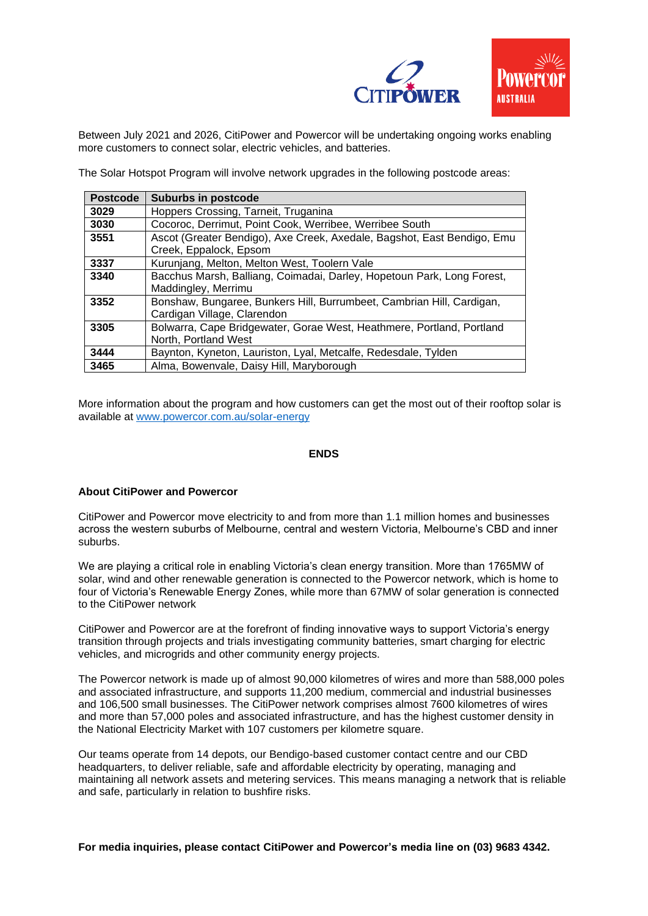Between July 2021 and 2026, CitiPower and Powercor will be undertaking ongoing works enabling more customers to connect solar, electric vehicles, and batteries.

The Solar Hotspot Program will involve network upgrades in the following postcode areas:

| Postcode | Suburbs in postcode |
|---|---|
| **3029** | Hoppers Crossing, Tarneit, Truganina |
| **3030** | Cocoroc, Derrimut, Point Cook, Werribee, Werribee South |
| **3551** | Ascot (Greater Bendigo), Axe Creek, Axedale, Bagshot, East Bendigo, Emu Creek, Eppalock, Epsom |
| **3337** | Kurunjang, Melton, Melton West, Toolern Vale |
| **3340** | Bacchus Marsh, Balliang, Coimadai, Darley, Hopetoun Park, Long Forest, Maddingley, Merrimu |
| **3352** | Bonshaw, Bungaree, Bunkers Hill, Burrumbeet, Cambrian Hill, Cardigan, Cardigan Village, Clarendon |
| **3305** | Bolwarra, Cape Bridgewater, Gorae West, Heathmere, Portland, Portland North, Portland West |
| **3444** | Baynton, Kyneton, Lauriston, Lyal, Metcalfe, Redesdale, Tylden |
| **3465** | Alma, Bowenvale, Daisy Hill, Maryborough |

More information about the program and how customers can get the most out of their rooftop solar is available at [www.powercor.com.au/solar-energy](http://www.powercor.com.au/solar-energy)

**ENDS**

**About CitiPower and Powercor**

CitiPower and Powercor move electricity to and from more than 1.1 million homes and businesses across the western suburbs of Melbourne, central and western Victoria, Melbourne's CBD and inner suburbs.

We are playing a critical role in enabling Victoria's clean energy transition. More than 1765MW of solar, wind and other renewable generation is connected to the Powercor network, which is home to four of Victoria's Renewable Energy Zones, while more than 67MW of solar generation is connected to the CitiPower network

CitiPower and Powercor are at the forefront of finding innovative ways to support Victoria's energy transition through projects and trials investigating community batteries, smart charging for electric vehicles, and microgrids and other community energy projects.

The Powercor network is made up of almost 90,000 kilometres of wires and more than 588,000 poles and associated infrastructure, and supports 11,200 medium, commercial and industrial businesses and 106,500 small businesses. The CitiPower network comprises almost 7600 kilometres of wires and more than 57,000 poles and associated infrastructure, and has the highest customer density in the National Electricity Market with 107 customers per kilometre square.

Our teams operate from 14 depots, our Bendigo-based customer contact centre and our CBD headquarters, to deliver reliable, safe and affordable electricity by operating, managing and maintaining all network assets and metering services. This means managing a network that is reliable and safe, particularly in relation to bushfire risks.

**For media inquiries, please contact CitiPower and Powercor's media line on (03) 9683 4342.**